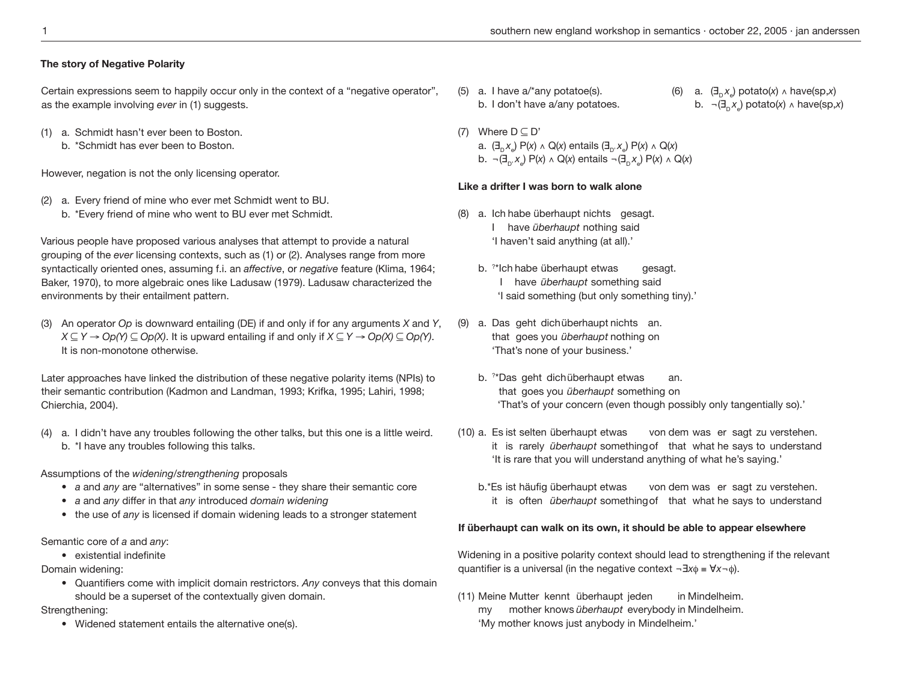### The story of Negative Polarity

Certain expressions seem to happily occur only in the context of a "negative operator", as the example involving *ever* in (1) suggests.

(1) a. Schmidt hasn't ever been to Boston.
    b. *Schmidt has ever been to Boston.

However, negation is not the only licensing operator.

(2) a. Every friend of mine who ever met Schmidt went to BU.
    b. *Every friend of mine who went to BU ever met Schmidt.

Various people have proposed various analyses that attempt to provide a natural grouping of the *ever* licensing contexts, such as (1) or (2). Analyses range from more syntactically oriented ones, assuming f.i. an *affective*, or *negative* feature (Klima, 1964; Baker, 1970), to more algebraic ones like Ladusaw (1979). Ladusaw characterized the environments by their entailment pattern.

(3) An operator *Op* is downward entailing (DE) if and only if for any arguments *X* and *Y*, $X \subseteq Y \rightarrow Op(Y) \subseteq Op(X)$. It is upward entailing if and only if $X \subseteq Y \rightarrow Op(X) \subseteq Op(Y)$. It is non-monotone otherwise.

Later approaches have linked the distribution of these negative polarity items (NPIs) to their semantic contribution (Kadmon and Landman, 1993; Krifka, 1995; Lahiri, 1998; Chierchia, 2004).

(4) a. I didn't have any troubles following the other talks, but this one is a little weird.
    b. *I have any troubles following this talks.

Assumptions of the *widening/strengthening* proposals

- *a* and *any* are "alternatives" in some sense - they share their semantic core
- *a* and *any* differ in that *any* introduced *domain widening*
- the use of *any* is licensed if domain widening leads to a stronger statement

Semantic core of *a* and *any*:

- existential indefinite

Domain widening:

- Quantifiers come with implicit domain restrictors. *Any* conveys that this domain should be a superset of the contextually given domain.

Strengthening:

- Widened statement entails the alternative one(s).

(5) a. I have a/*any potatoe(s).
    b. I don't have a/any potatoes.

(6) a. $(\exists_D x_e)$ potato$(x) \wedge$ have(sp,$x$)
    b. $\neg(\exists_D x_e)$ potato$(x) \wedge$ have(sp,$x$)

(7) Where $D \subseteq D'$
    a. $(\exists_D x_e)\ P(x) \wedge Q(x)$ entails $(\exists_{D'} x_e)\ P(x) \wedge Q(x)$
    b. $\neg(\exists_{D'} x_e)\ P(x) \wedge Q(x)$ entails $\neg(\exists_D x_e)\ P(x) \wedge Q(x)$

### Like a drifter I was born to walk alone

(8) a. Ich habe überhaupt nichts gesagt.
       I have *überhaupt* nothing said
       'I haven't said anything (at all).'

    b. ?*Ich habe überhaupt etwas gesagt.
       I have *überhaupt* something said
       'I said something (but only something tiny).'

(9) a. Das geht dich überhaupt nichts an.
       that goes you *überhaupt* nothing on
       'That's none of your business.'

    b. ?*Das geht dich überhaupt etwas an.
       that goes you *überhaupt* something on
       'That's of your concern (even though possibly only tangentially so).'

(10) a. Es ist selten überhaupt etwas von dem was er sagt zu verstehen.
        it is rarely *überhaupt* something of that what he says to understand
        'It is rare that you will understand anything of what he's saying.'

     b. *Es ist häufig überhaupt etwas von dem was er sagt zu verstehen.
        it is often *überhaupt* something of that what he says to understand

### If überhaupt can walk on its own, it should be able to appear elsewhere

Widening in a positive polarity context should lead to strengthening if the relevant quantifier is a universal (in the negative context $\neg\exists x\phi \equiv \forall x\neg\phi$).

(11) Meine Mutter kennt überhaupt jeden in Mindelheim.
     my mother knows *überhaupt* everybody in Mindelheim.
     'My mother knows just anybody in Mindelheim.'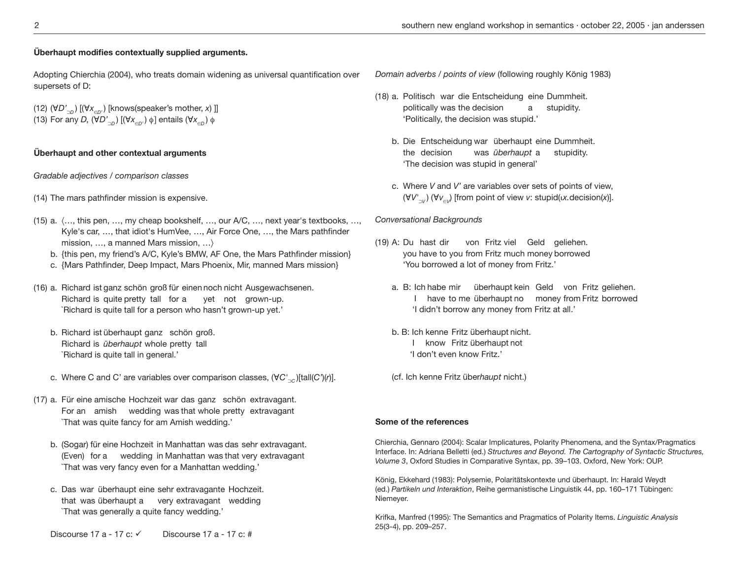**Überhaupt modifies contextually supplied arguments.**

Adopting Chierchia (2004), who treats domain widening as universal quantification over supersets of D:

(12) $(\forall D'_{\supset D})$ [$(\forall x_{\in D'})$ [knows(speaker's mother, $x$) ]]
(13) For any $D$, $(\forall D'_{\supset D})$ [$(\forall x_{\in D'})$ $\phi$] entails $(\forall x_{\in D})$ $\phi$

**Überhaupt and other contextual arguments**

*Gradable adjectives / comparison classes*

(14) The mars pathfinder mission is expensive.

(15) a. ⟨…, this pen, …, my cheap bookshelf, …, our A/C, …, next year's textbooks, …, Kyle's car, …, that idiot's HumVee, …, Air Force One, …, the Mars pathfinder mission, …, a manned Mars mission, …⟩
b. {this pen, my friend's A/C, Kyle's BMW, AF One, the Mars Pathfinder mission}
c. {Mars Pathfinder, Deep Impact, Mars Phoenix, Mir, manned Mars mission}

(16) a. Richard ist ganz schön groß für einen noch nicht Ausgewachsenen.
Richard is quite pretty tall for a yet not grown-up.
`Richard is quite tall for a person who hasn't grown-up yet.'

b. Richard ist überhaupt ganz schön groß.
Richard is *überhaupt* whole pretty tall
`Richard is quite tall in general.'

c. Where C and C' are variables over comparison classes, $(\forall C'_{\supset C})$[tall($C'$)($r$)].

(17) a. Für eine amische Hochzeit war das ganz schön extravagant.
For an amish wedding was that whole pretty extravagant
`That was quite fancy for am Amish wedding.'

b. (Sogar) für eine Hochzeit in Manhattan was das sehr extravagant.
(Even) for a wedding in Manhattan was that very extravagant
`That was very fancy even for a Manhattan wedding.'

c. Das war überhaupt eine sehr extravagante Hochzeit.
that was überhaupt a very extravagant wedding
`That was generally a quite fancy wedding.'

Discourse 17 a - 17 c: ✓ Discourse 17 a - 17 c: #

*Domain adverbs / points of view* (following roughly König 1983)

(18) a. Politisch war die Entscheidung eine Dummheit.
politically was the decision a stupidity.
'Politically, the decision was stupid.'

b. Die Entscheidung war überhaupt eine Dummheit.
the decision was *überhaupt* a stupidity.
'The decision was stupid in general'

c. Where $V$ and $V'$ are variables over sets of points of view, $(\forall V'_{\supset V})$ $(\forall v_{\in V})$ [from point of view $v$: stupid($\iota x$.decision($x$)].

*Conversational Backgrounds*

(19) A: Du hast dir von Fritz viel Geld geliehen.
you have to you from Fritz much money borrowed
'You borrowed a lot of money from Fritz.'

a. B: Ich habe mir überhaupt kein Geld von Fritz geliehen.
I have to me überhaupt no money from Fritz borrowed
'I didn't borrow any money from Fritz at all.'

b. B: Ich kenne Fritz überhaupt nicht.
I know Fritz überhaupt not
'I don't even know Fritz.'

(cf. Ich kenne Fritz über*haupt* nicht.)

**Some of the references**

Chierchia, Gennaro (2004): Scalar Implicatures, Polarity Phenomena, and the Syntax/Pragmatics Interface. In: Adriana Belletti (ed.) *Structures and Beyond. The Cartography of Syntactic Structures, Volume 3*, Oxford Studies in Comparative Syntax, pp. 39–103. Oxford, New York: OUP.

König, Ekkehard (1983): Polysemie, Polaritätskontexte und überhaupt. In: Harald Weydt (ed.) *Partikeln und Interaktion*, Reihe germanistische Linguistik 44, pp. 160–171 Tübingen: Niemeyer.

Krifka, Manfred (1995): The Semantics and Pragmatics of Polarity Items. *Linguistic Analysis* 25(3-4), pp. 209–257.